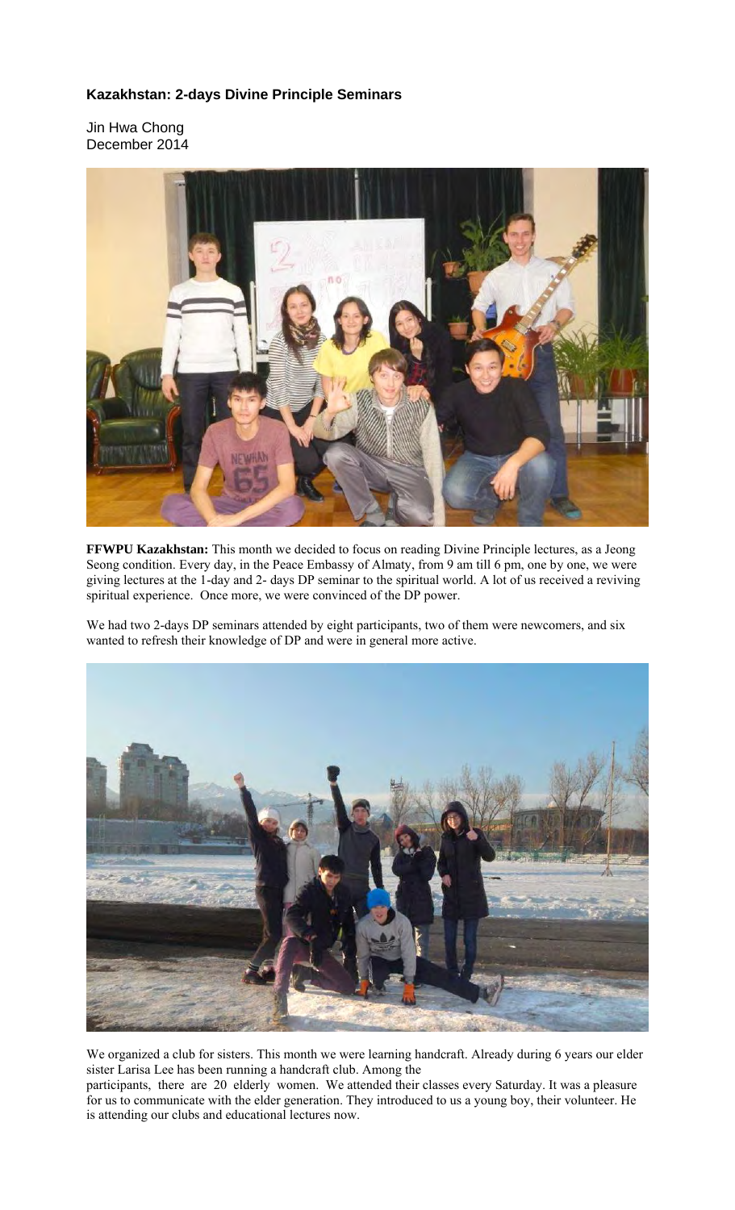### Kazakhstan: 2-days Divine Principle Seminars

Jin Hwa Chong
December 2014

**FFWPU Kazakhstan:** This month we decided to focus on reading Divine Principle lectures, as a Jeong Seong condition. Every day, in the Peace Embassy of Almaty, from 9 am till 6 pm, one by one, we were giving lectures at the 1-day and 2- days DP seminar to the spiritual world. A lot of us received a reviving spiritual experience. Once more, we were convinced of the DP power.

We had two 2-days DP seminars attended by eight participants, two of them were newcomers, and six wanted to refresh their knowledge of DP and were in general more active.

We organized a club for sisters. This month we were learning handcraft. Already during 6 years our elder sister Larisa Lee has been running a handcraft club. Among the participants, there are 20 elderly women. We attended their classes every Saturday. It was a pleasure for us to communicate with the elder generation. They introduced to us a young boy, their volunteer. He is attending our clubs and educational lectures now.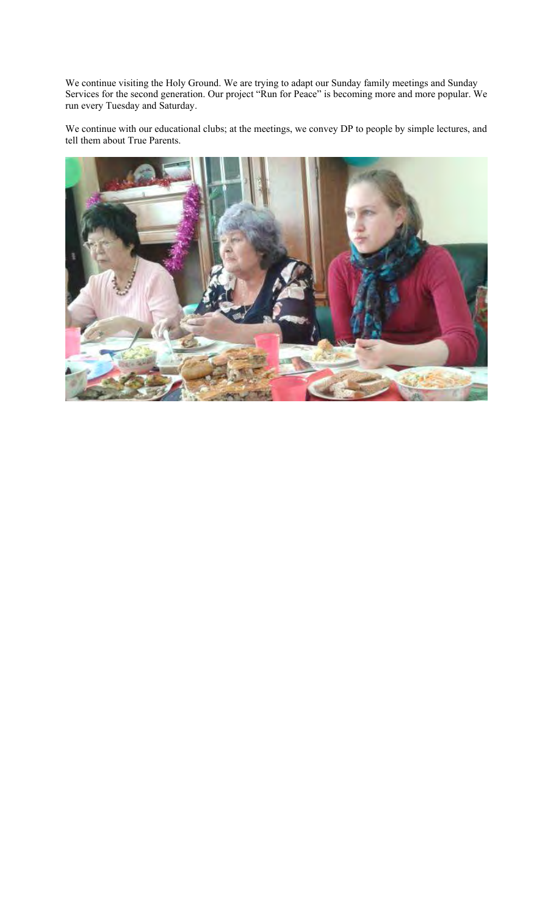We continue visiting the Holy Ground. We are trying to adapt our Sunday family meetings and Sunday Services for the second generation. Our project "Run for Peace" is becoming more and more popular. We run every Tuesday and Saturday.

We continue with our educational clubs; at the meetings, we convey DP to people by simple lectures, and tell them about True Parents.